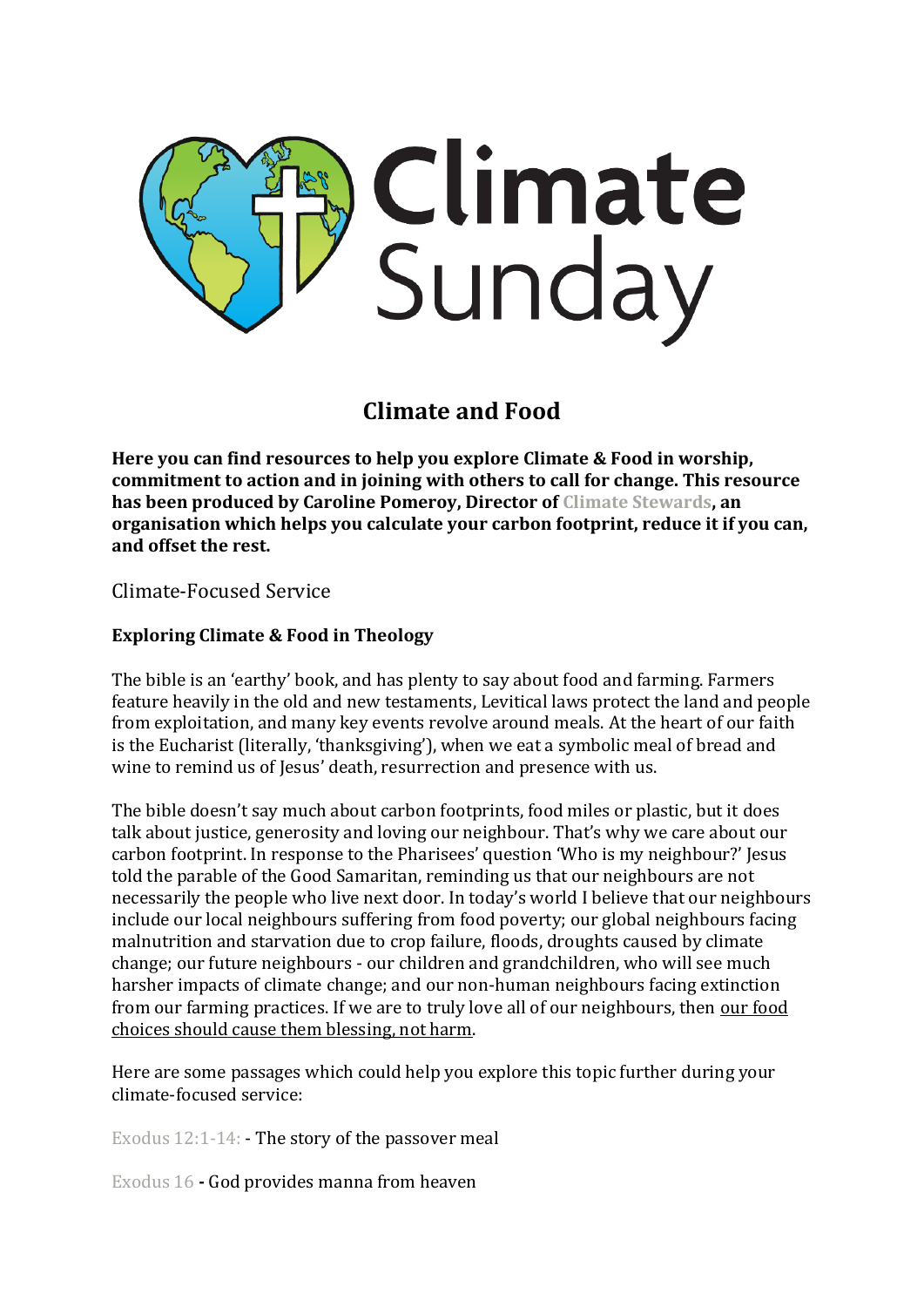# Climate and Food

**Here you can find resources to help you explore Climate & Food in worship, commitment to action and in joining with others to call for change. This resource has been produced by Caroline Pomeroy, Director of Climate Stewards, an organisation which helps you calculate your carbon footprint, reduce it if you can, and offset the rest.**

## Climate-Focused Service

### Exploring Climate & Food in Theology

The bible is an 'earthy' book, and has plenty to say about food and farming. Farmers feature heavily in the old and new testaments, Levitical laws protect the land and people from exploitation, and many key events revolve around meals. At the heart of our faith is the Eucharist (literally, 'thanksgiving'), when we eat a symbolic meal of bread and wine to remind us of Jesus' death, resurrection and presence with us.

The bible doesn't say much about carbon footprints, food miles or plastic, but it does talk about justice, generosity and loving our neighbour. That's why we care about our carbon footprint. In response to the Pharisees' question 'Who is my neighbour?' Jesus told the parable of the Good Samaritan, reminding us that our neighbours are not necessarily the people who live next door. In today's world I believe that our neighbours include our local neighbours suffering from food poverty; our global neighbours facing malnutrition and starvation due to crop failure, floods, droughts caused by climate change; our future neighbours - our children and grandchildren, who will see much harsher impacts of climate change; and our non-human neighbours facing extinction from our farming practices. If we are to truly love all of our neighbours, then our food choices should cause them blessing, not harm.

Here are some passages which could help you explore this topic further during your climate-focused service:

Exodus 12:1-14: - The story of the passover meal

Exodus 16 - God provides manna from heaven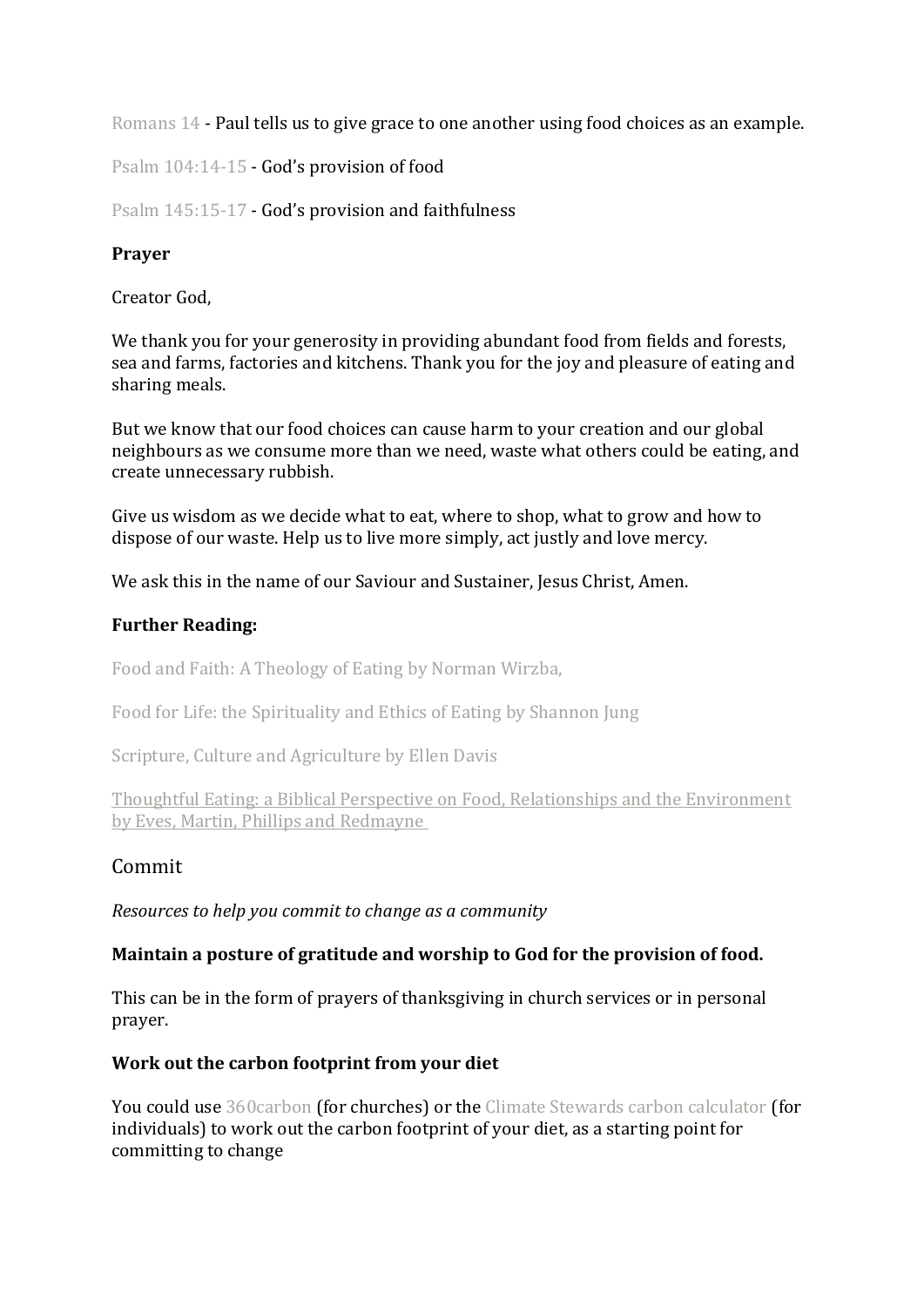Romans 14 - Paul tells us to give grace to one another using food choices as an example.

Psalm 104:14-15 - God's provision of food

Psalm 145:15-17 - God's provision and faithfulness

**Prayer**

Creator God,

We thank you for your generosity in providing abundant food from fields and forests, sea and farms, factories and kitchens. Thank you for the joy and pleasure of eating and sharing meals.

But we know that our food choices can cause harm to your creation and our global neighbours as we consume more than we need, waste what others could be eating, and create unnecessary rubbish.

Give us wisdom as we decide what to eat, where to shop, what to grow and how to dispose of our waste. Help us to live more simply, act justly and love mercy.

We ask this in the name of our Saviour and Sustainer, Jesus Christ, Amen.

**Further Reading:**

Food and Faith: A Theology of Eating by Norman Wirzba,

Food for Life: the Spirituality and Ethics of Eating by Shannon Jung

Scripture, Culture and Agriculture by Ellen Davis

Thoughtful Eating: a Biblical Perspective on Food, Relationships and the Environment by Eves, Martin, Phillips and Redmayne

## Commit

*Resources to help you commit to change as a community*

**Maintain a posture of gratitude and worship to God for the provision of food.**

This can be in the form of prayers of thanksgiving in church services or in personal prayer.

**Work out the carbon footprint from your diet**

You could use 360carbon (for churches) or the Climate Stewards carbon calculator (for individuals) to work out the carbon footprint of your diet, as a starting point for committing to change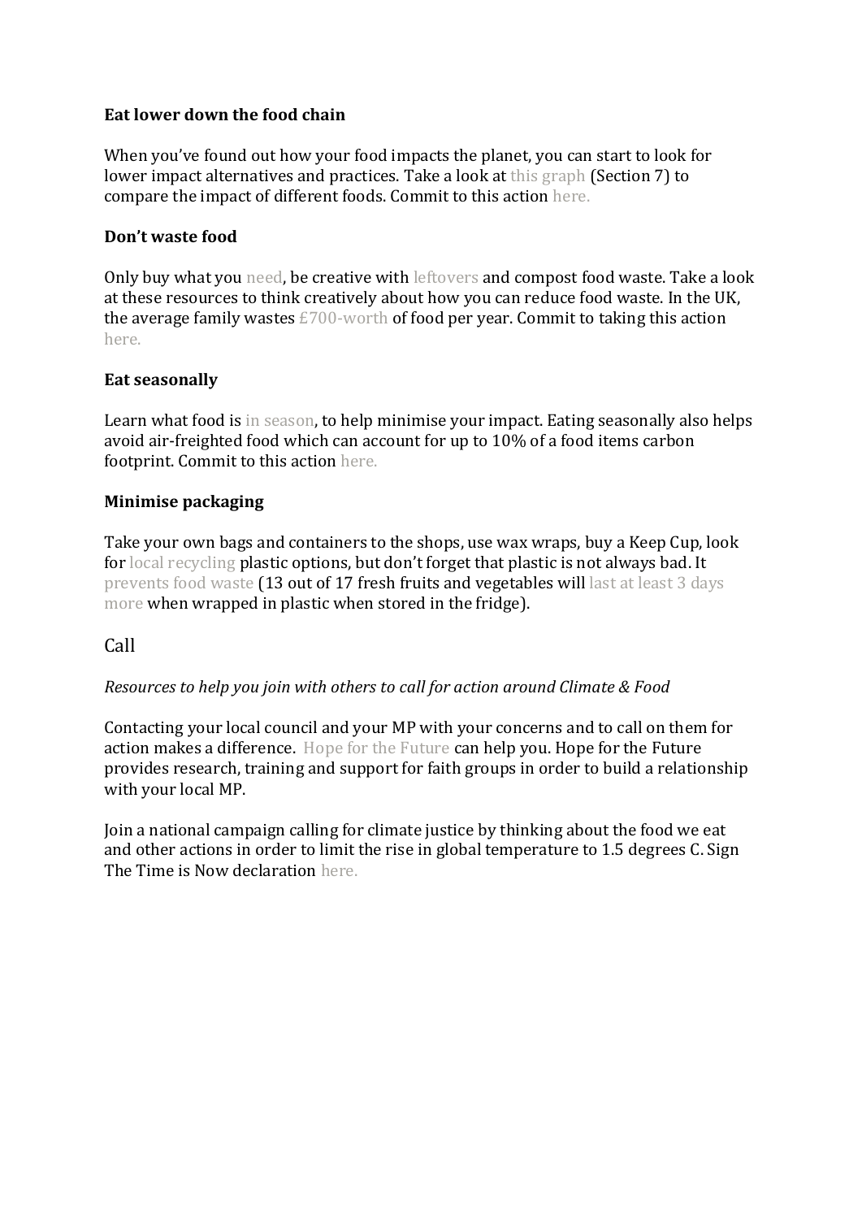**Eat lower down the food chain**

When you've found out how your food impacts the planet, you can start to look for lower impact alternatives and practices. Take a look at this graph (Section 7) to compare the impact of different foods. Commit to this action here.

**Don't waste food**

Only buy what you need, be creative with leftovers and compost food waste. Take a look at these resources to think creatively about how you can reduce food waste. In the UK, the average family wastes £700-worth of food per year. Commit to taking this action here.

**Eat seasonally**

Learn what food is in season, to help minimise your impact. Eating seasonally also helps avoid air-freighted food which can account for up to 10% of a food items carbon footprint. Commit to this action here.

**Minimise packaging**

Take your own bags and containers to the shops, use wax wraps, buy a Keep Cup, look for local recycling plastic options, but don't forget that plastic is not always bad. It prevents food waste (13 out of 17 fresh fruits and vegetables will last at least 3 days more when wrapped in plastic when stored in the fridge).

## Call

*Resources to help you join with others to call for action around Climate & Food*

Contacting your local council and your MP with your concerns and to call on them for action makes a difference. Hope for the Future can help you. Hope for the Future provides research, training and support for faith groups in order to build a relationship with your local MP.

Join a national campaign calling for climate justice by thinking about the food we eat and other actions in order to limit the rise in global temperature to 1.5 degrees C. Sign The Time is Now declaration here.